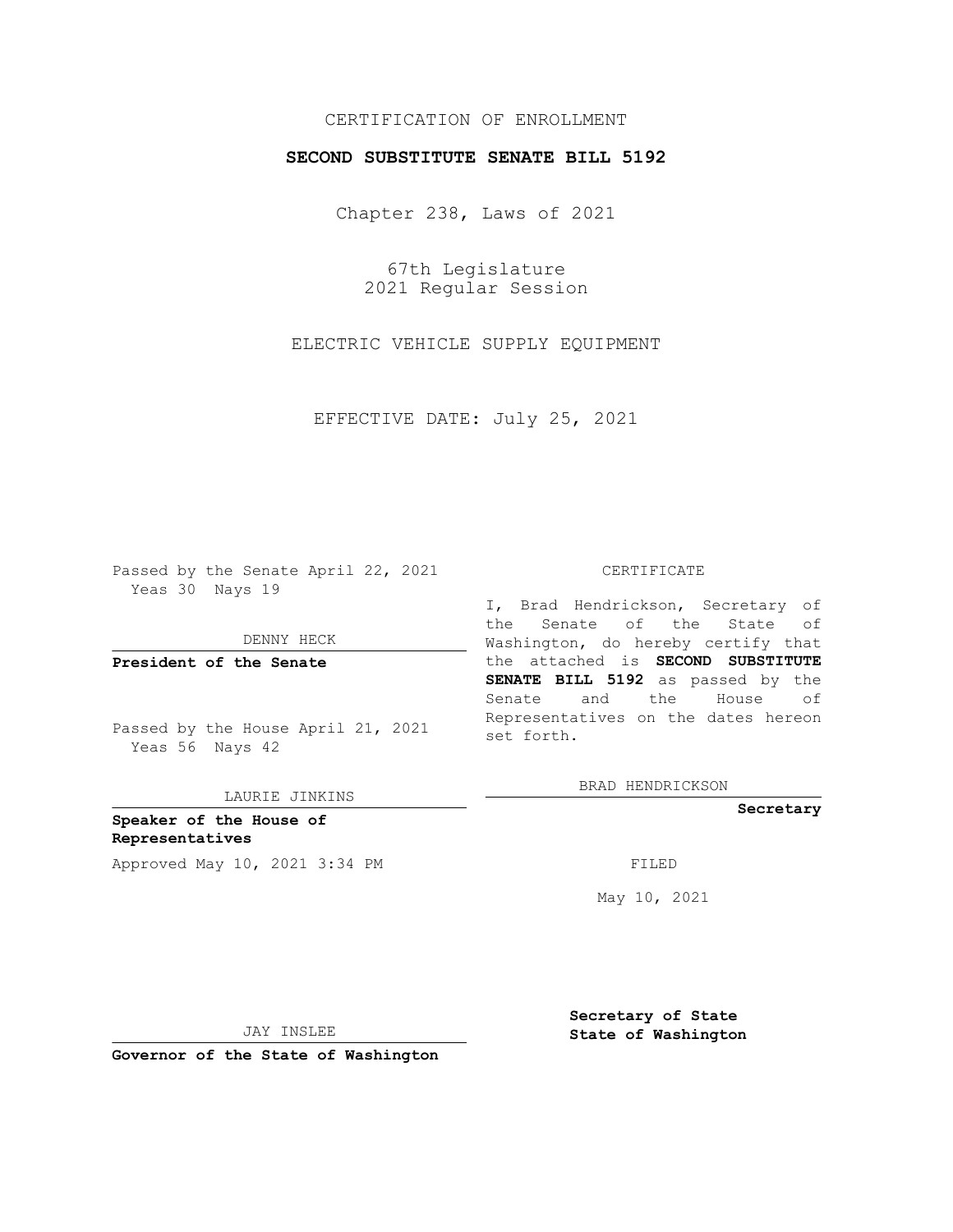CERTIFICATION OF ENROLLMENT

**SECOND SUBSTITUTE SENATE BILL 5192**

Chapter 238, Laws of 2021

67th Legislature
2021 Regular Session

ELECTRIC VEHICLE SUPPLY EQUIPMENT

EFFECTIVE DATE: July 25, 2021

Passed by the Senate April 22, 2021
Yeas 30 Nays 19

DENNY HECK

**President of the Senate**

Passed by the House April 21, 2021
Yeas 56 Nays 42

LAURIE JINKINS

**Speaker of the House of Representatives**

Approved May 10, 2021 3:34 PM

JAY INSLEE

**Governor of the State of Washington**

CERTIFICATE

I, Brad Hendrickson, Secretary of the Senate of the State of Washington, do hereby certify that the attached is **SECOND SUBSTITUTE SENATE BILL 5192** as passed by the Senate and the House of Representatives on the dates hereon set forth.

BRAD HENDRICKSON

**Secretary**

FILED

May 10, 2021

**Secretary of State**
**State of Washington**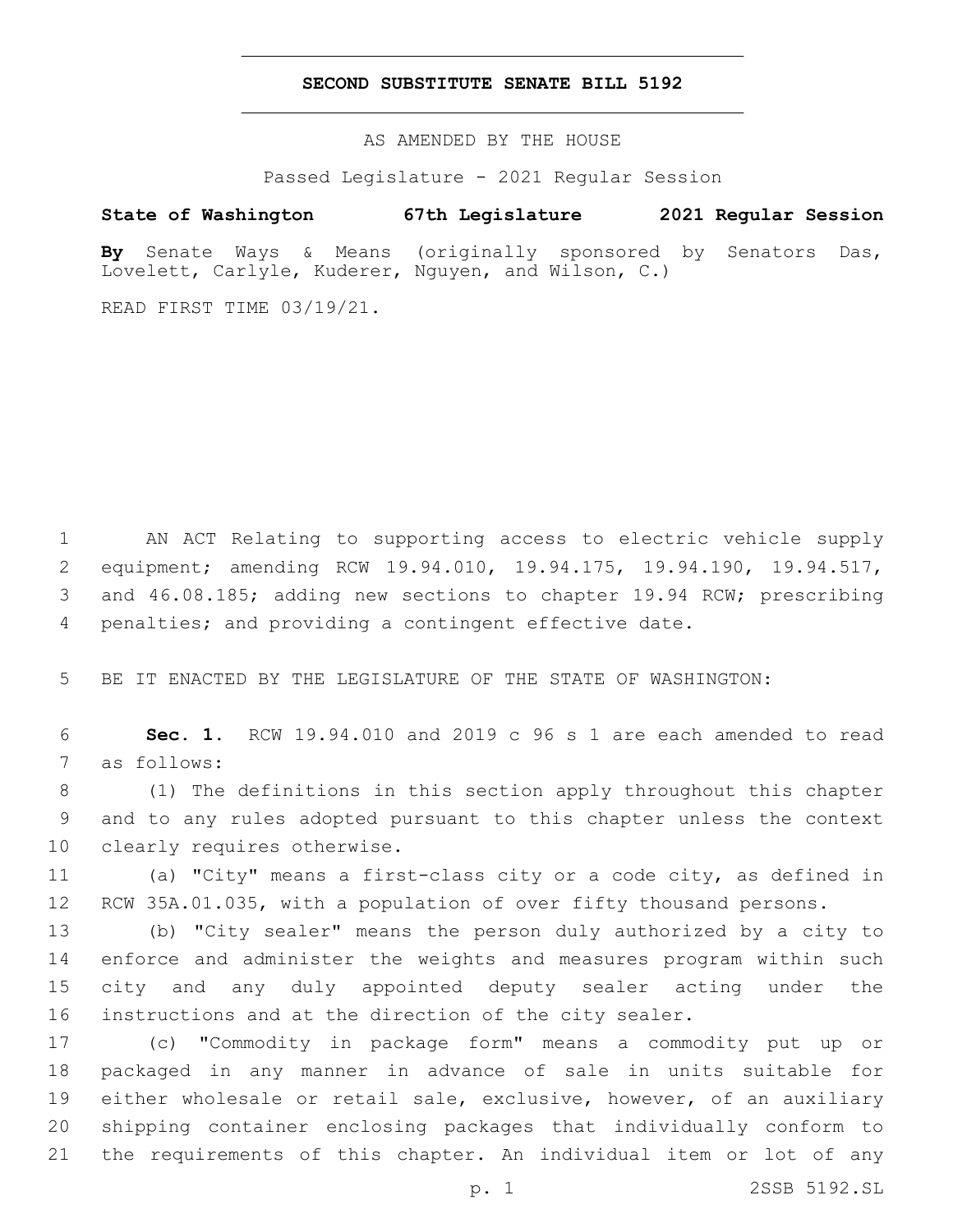**SECOND SUBSTITUTE SENATE BILL 5192**

AS AMENDED BY THE HOUSE

Passed Legislature - 2021 Regular Session

**State of Washington 67th Legislature 2021 Regular Session**

**By** Senate Ways & Means (originally sponsored by Senators Das, Lovelett, Carlyle, Kuderer, Nguyen, and Wilson, C.)

READ FIRST TIME 03/19/21.

AN ACT Relating to supporting access to electric vehicle supply equipment; amending RCW 19.94.010, 19.94.175, 19.94.190, 19.94.517, and 46.08.185; adding new sections to chapter 19.94 RCW; prescribing penalties; and providing a contingent effective date.

BE IT ENACTED BY THE LEGISLATURE OF THE STATE OF WASHINGTON:

**Sec. 1.** RCW 19.94.010 and 2019 c 96 s 1 are each amended to read as follows:

(1) The definitions in this section apply throughout this chapter and to any rules adopted pursuant to this chapter unless the context clearly requires otherwise.

(a) "City" means a first-class city or a code city, as defined in RCW 35A.01.035, with a population of over fifty thousand persons.

(b) "City sealer" means the person duly authorized by a city to enforce and administer the weights and measures program within such city and any duly appointed deputy sealer acting under the instructions and at the direction of the city sealer.

(c) "Commodity in package form" means a commodity put up or packaged in any manner in advance of sale in units suitable for either wholesale or retail sale, exclusive, however, of an auxiliary shipping container enclosing packages that individually conform to the requirements of this chapter. An individual item or lot of any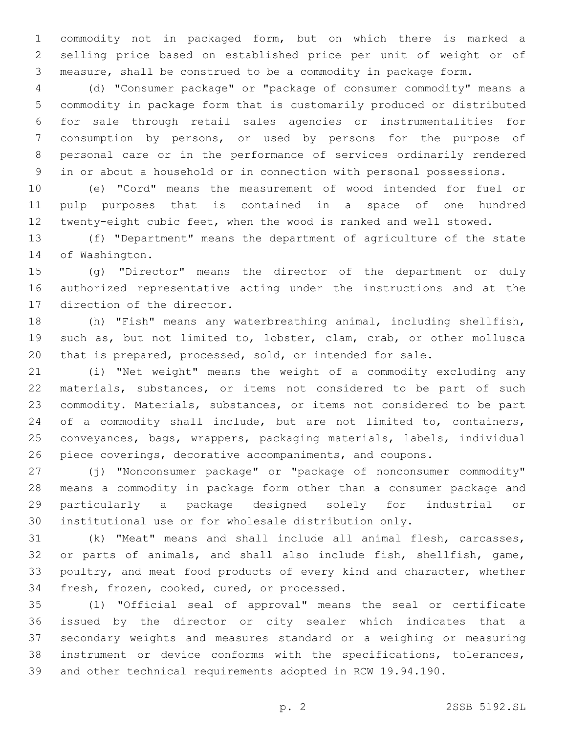commodity not in packaged form, but on which there is marked a selling price based on established price per unit of weight or of measure, shall be construed to be a commodity in package form.

(d) "Consumer package" or "package of consumer commodity" means a commodity in package form that is customarily produced or distributed for sale through retail sales agencies or instrumentalities for consumption by persons, or used by persons for the purpose of personal care or in the performance of services ordinarily rendered in or about a household or in connection with personal possessions.

(e) "Cord" means the measurement of wood intended for fuel or pulp purposes that is contained in a space of one hundred twenty-eight cubic feet, when the wood is ranked and well stowed.

(f) "Department" means the department of agriculture of the state of Washington.

(g) "Director" means the director of the department or duly authorized representative acting under the instructions and at the direction of the director.

(h) "Fish" means any waterbreathing animal, including shellfish, such as, but not limited to, lobster, clam, crab, or other mollusca that is prepared, processed, sold, or intended for sale.

(i) "Net weight" means the weight of a commodity excluding any materials, substances, or items not considered to be part of such commodity. Materials, substances, or items not considered to be part of a commodity shall include, but are not limited to, containers, conveyances, bags, wrappers, packaging materials, labels, individual piece coverings, decorative accompaniments, and coupons.

(j) "Nonconsumer package" or "package of nonconsumer commodity" means a commodity in package form other than a consumer package and particularly a package designed solely for industrial or institutional use or for wholesale distribution only.

(k) "Meat" means and shall include all animal flesh, carcasses, or parts of animals, and shall also include fish, shellfish, game, poultry, and meat food products of every kind and character, whether fresh, frozen, cooked, cured, or processed.

(l) "Official seal of approval" means the seal or certificate issued by the director or city sealer which indicates that a secondary weights and measures standard or a weighing or measuring instrument or device conforms with the specifications, tolerances, and other technical requirements adopted in RCW 19.94.190.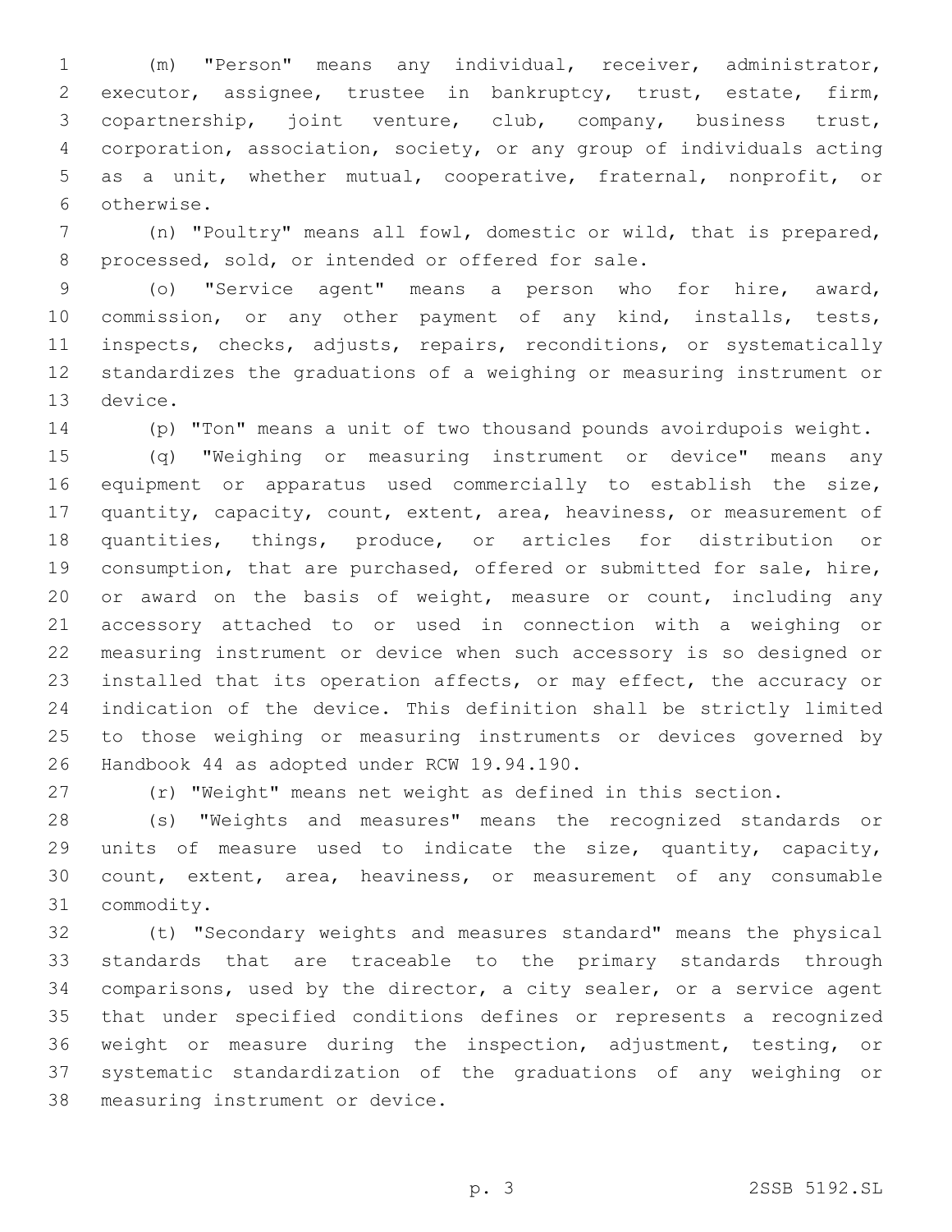(m) "Person" means any individual, receiver, administrator, executor, assignee, trustee in bankruptcy, trust, estate, firm, copartnership, joint venture, club, company, business trust, corporation, association, society, or any group of individuals acting as a unit, whether mutual, cooperative, fraternal, nonprofit, or otherwise.

(n) "Poultry" means all fowl, domestic or wild, that is prepared, processed, sold, or intended or offered for sale.

(o) "Service agent" means a person who for hire, award, commission, or any other payment of any kind, installs, tests, inspects, checks, adjusts, repairs, reconditions, or systematically standardizes the graduations of a weighing or measuring instrument or device.

(p) "Ton" means a unit of two thousand pounds avoirdupois weight.

(q) "Weighing or measuring instrument or device" means any equipment or apparatus used commercially to establish the size, quantity, capacity, count, extent, area, heaviness, or measurement of quantities, things, produce, or articles for distribution or consumption, that are purchased, offered or submitted for sale, hire, or award on the basis of weight, measure or count, including any accessory attached to or used in connection with a weighing or measuring instrument or device when such accessory is so designed or installed that its operation affects, or may effect, the accuracy or indication of the device. This definition shall be strictly limited to those weighing or measuring instruments or devices governed by Handbook 44 as adopted under RCW 19.94.190.

(r) "Weight" means net weight as defined in this section.

(s) "Weights and measures" means the recognized standards or units of measure used to indicate the size, quantity, capacity, count, extent, area, heaviness, or measurement of any consumable commodity.

(t) "Secondary weights and measures standard" means the physical standards that are traceable to the primary standards through comparisons, used by the director, a city sealer, or a service agent that under specified conditions defines or represents a recognized weight or measure during the inspection, adjustment, testing, or systematic standardization of the graduations of any weighing or measuring instrument or device.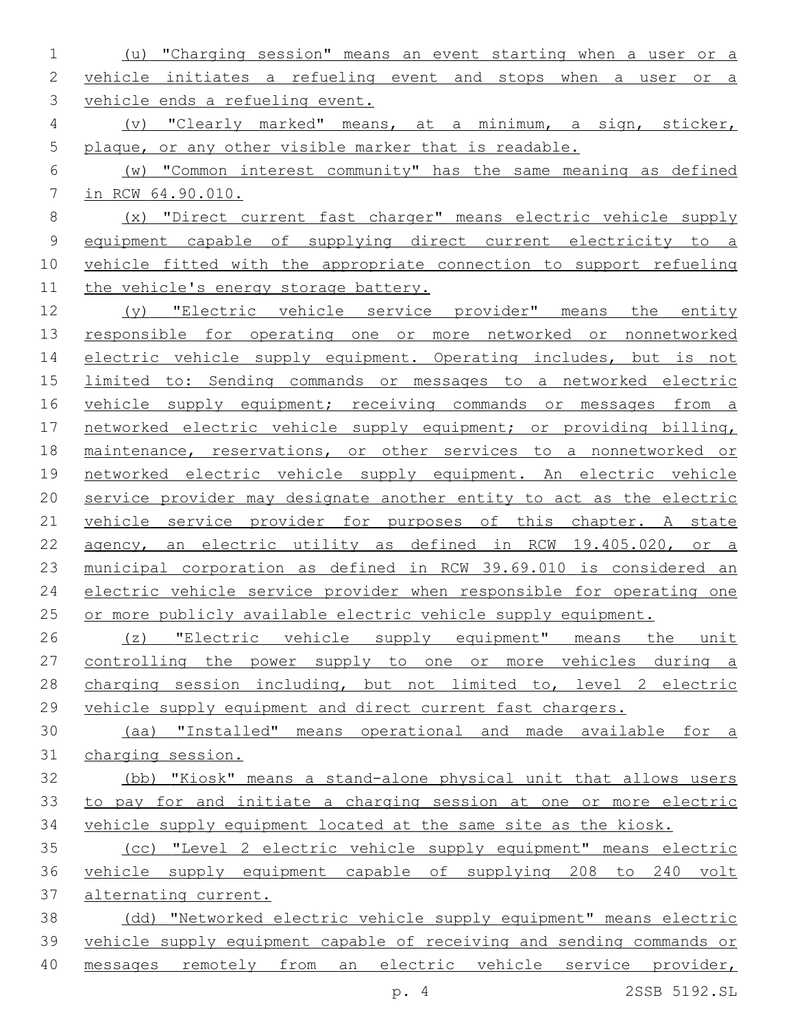(u) "Charging session" means an event starting when a user or a vehicle initiates a refueling event and stops when a user or a vehicle ends a refueling event.

(v) "Clearly marked" means, at a minimum, a sign, sticker, plaque, or any other visible marker that is readable.

(w) "Common interest community" has the same meaning as defined in RCW 64.90.010.

(x) "Direct current fast charger" means electric vehicle supply equipment capable of supplying direct current electricity to a vehicle fitted with the appropriate connection to support refueling the vehicle's energy storage battery.

(y) "Electric vehicle service provider" means the entity responsible for operating one or more networked or nonnetworked electric vehicle supply equipment. Operating includes, but is not limited to: Sending commands or messages to a networked electric vehicle supply equipment; receiving commands or messages from a networked electric vehicle supply equipment; or providing billing, maintenance, reservations, or other services to a nonnetworked or networked electric vehicle supply equipment. An electric vehicle service provider may designate another entity to act as the electric vehicle service provider for purposes of this chapter. A state agency, an electric utility as defined in RCW 19.405.020, or a municipal corporation as defined in RCW 39.69.010 is considered an electric vehicle service provider when responsible for operating one or more publicly available electric vehicle supply equipment.

(z) "Electric vehicle supply equipment" means the unit controlling the power supply to one or more vehicles during a charging session including, but not limited to, level 2 electric vehicle supply equipment and direct current fast chargers.

(aa) "Installed" means operational and made available for a charging session.

(bb) "Kiosk" means a stand-alone physical unit that allows users to pay for and initiate a charging session at one or more electric vehicle supply equipment located at the same site as the kiosk.

(cc) "Level 2 electric vehicle supply equipment" means electric vehicle supply equipment capable of supplying 208 to 240 volt alternating current.

(dd) "Networked electric vehicle supply equipment" means electric vehicle supply equipment capable of receiving and sending commands or messages remotely from an electric vehicle service provider,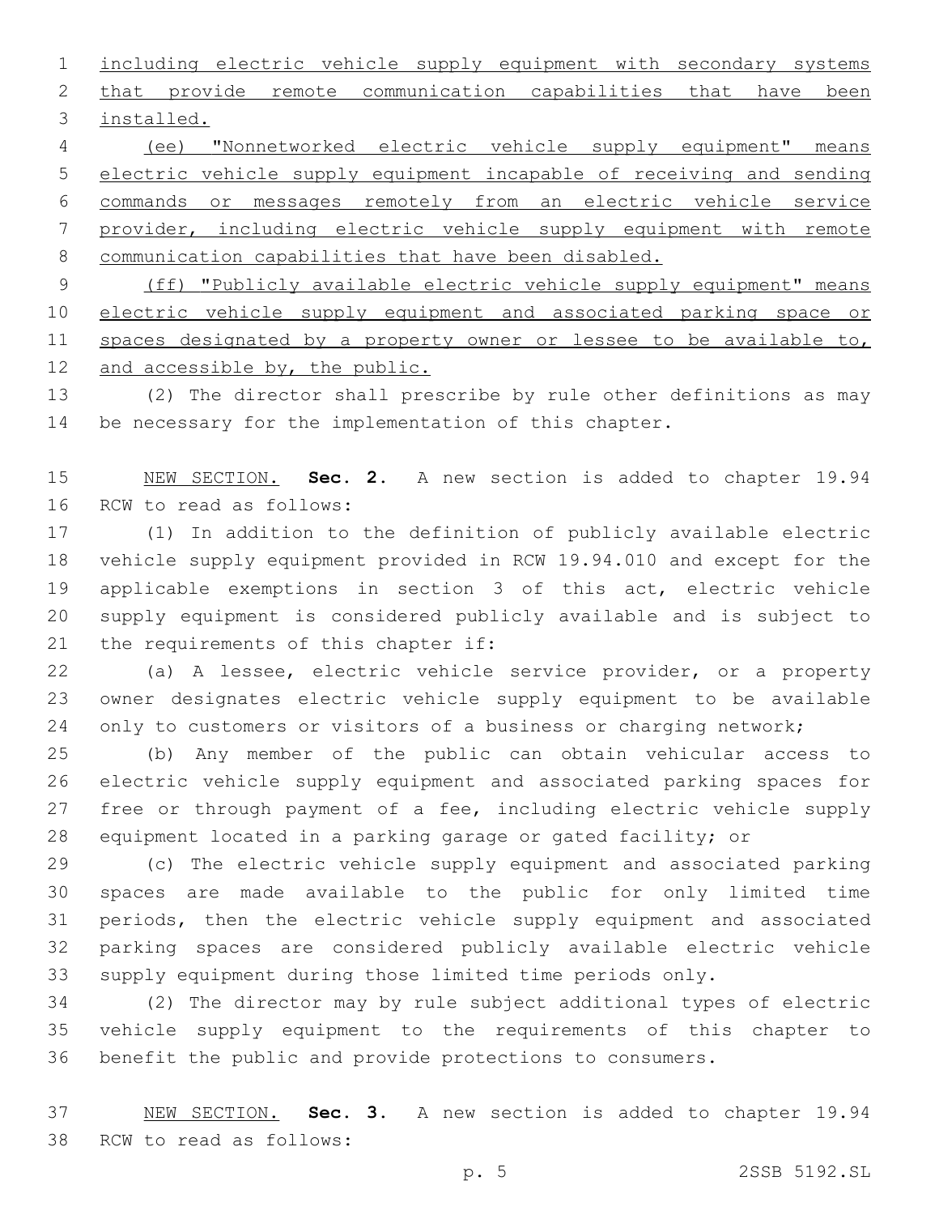including electric vehicle supply equipment with secondary systems that provide remote communication capabilities that have been installed.

(ee) "Nonnetworked electric vehicle supply equipment" means electric vehicle supply equipment incapable of receiving and sending commands or messages remotely from an electric vehicle service provider, including electric vehicle supply equipment with remote communication capabilities that have been disabled.

(ff) "Publicly available electric vehicle supply equipment" means electric vehicle supply equipment and associated parking space or spaces designated by a property owner or lessee to be available to, and accessible by, the public.

(2) The director shall prescribe by rule other definitions as may be necessary for the implementation of this chapter.

NEW SECTION. **Sec. 2.** A new section is added to chapter 19.94 RCW to read as follows:

(1) In addition to the definition of publicly available electric vehicle supply equipment provided in RCW 19.94.010 and except for the applicable exemptions in section 3 of this act, electric vehicle supply equipment is considered publicly available and is subject to the requirements of this chapter if:

(a) A lessee, electric vehicle service provider, or a property owner designates electric vehicle supply equipment to be available only to customers or visitors of a business or charging network;

(b) Any member of the public can obtain vehicular access to electric vehicle supply equipment and associated parking spaces for free or through payment of a fee, including electric vehicle supply equipment located in a parking garage or gated facility; or

(c) The electric vehicle supply equipment and associated parking spaces are made available to the public for only limited time periods, then the electric vehicle supply equipment and associated parking spaces are considered publicly available electric vehicle supply equipment during those limited time periods only.

(2) The director may by rule subject additional types of electric vehicle supply equipment to the requirements of this chapter to benefit the public and provide protections to consumers.

NEW SECTION. **Sec. 3.** A new section is added to chapter 19.94 RCW to read as follows: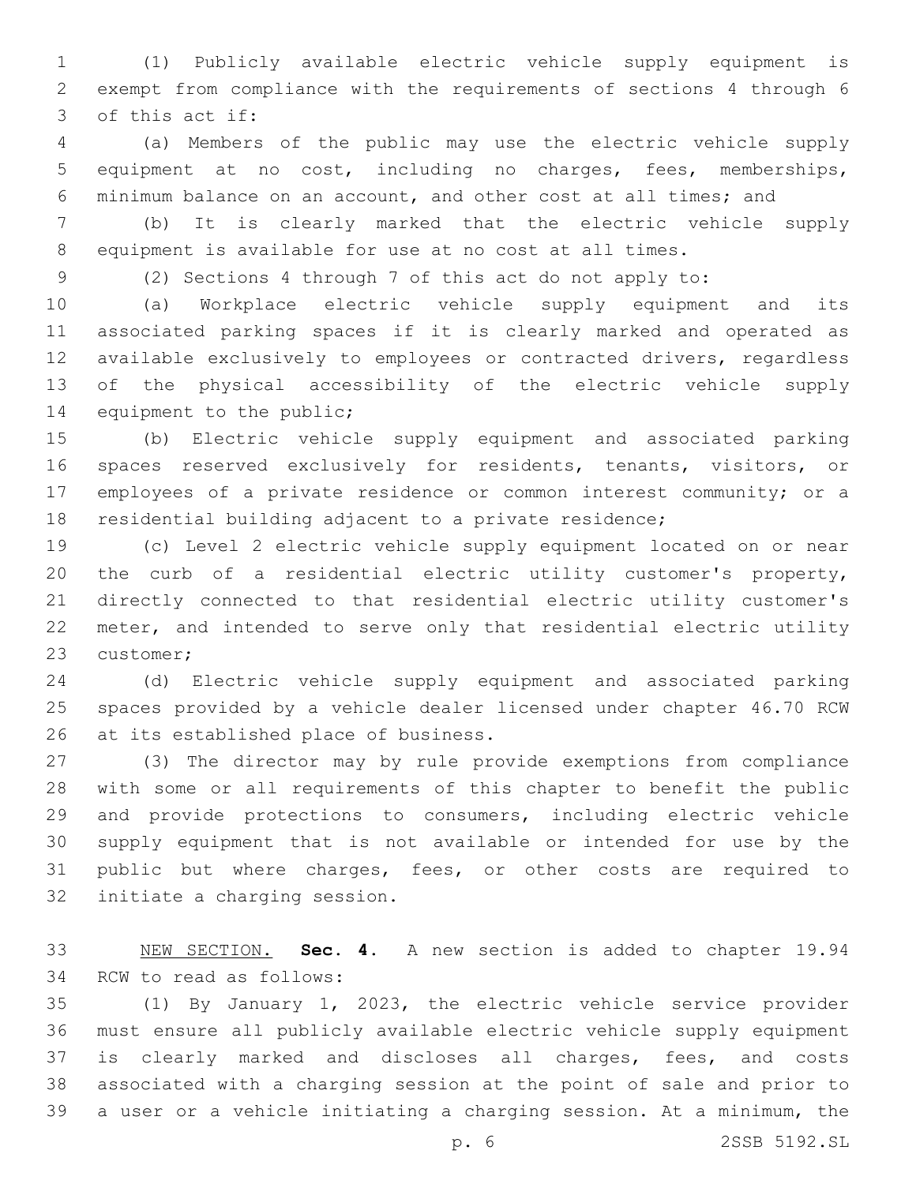(1) Publicly available electric vehicle supply equipment is exempt from compliance with the requirements of sections 4 through 6 of this act if:

(a) Members of the public may use the electric vehicle supply equipment at no cost, including no charges, fees, memberships, minimum balance on an account, and other cost at all times; and

(b) It is clearly marked that the electric vehicle supply equipment is available for use at no cost at all times.

(2) Sections 4 through 7 of this act do not apply to:

(a) Workplace electric vehicle supply equipment and its associated parking spaces if it is clearly marked and operated as available exclusively to employees or contracted drivers, regardless of the physical accessibility of the electric vehicle supply equipment to the public;

(b) Electric vehicle supply equipment and associated parking spaces reserved exclusively for residents, tenants, visitors, or employees of a private residence or common interest community; or a residential building adjacent to a private residence;

(c) Level 2 electric vehicle supply equipment located on or near the curb of a residential electric utility customer's property, directly connected to that residential electric utility customer's meter, and intended to serve only that residential electric utility customer;

(d) Electric vehicle supply equipment and associated parking spaces provided by a vehicle dealer licensed under chapter 46.70 RCW at its established place of business.

(3) The director may by rule provide exemptions from compliance with some or all requirements of this chapter to benefit the public and provide protections to consumers, including electric vehicle supply equipment that is not available or intended for use by the public but where charges, fees, or other costs are required to initiate a charging session.

NEW SECTION. **Sec. 4.** A new section is added to chapter 19.94 RCW to read as follows:

(1) By January 1, 2023, the electric vehicle service provider must ensure all publicly available electric vehicle supply equipment is clearly marked and discloses all charges, fees, and costs associated with a charging session at the point of sale and prior to a user or a vehicle initiating a charging session. At a minimum, the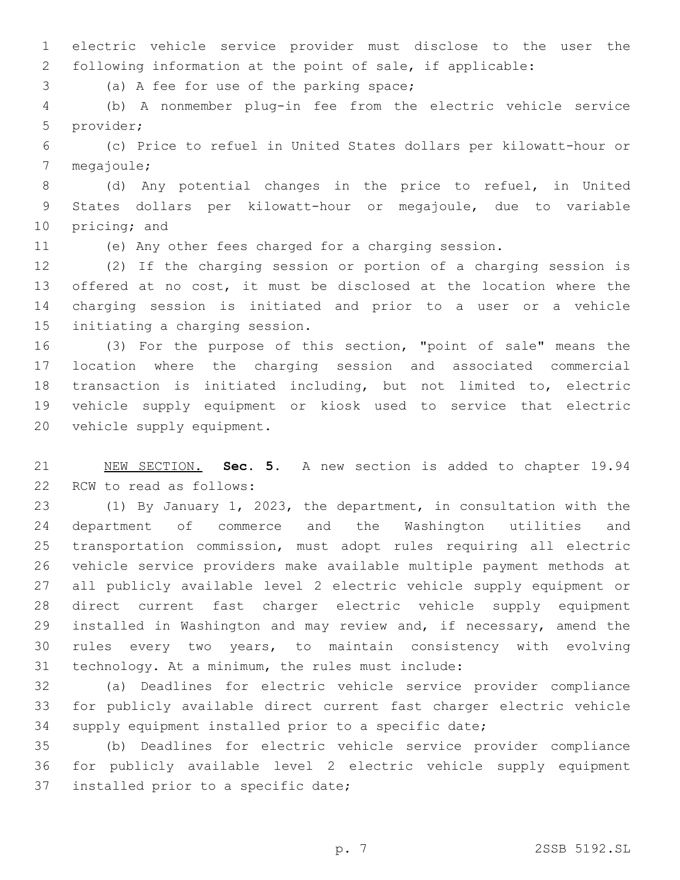electric vehicle service provider must disclose to the user the following information at the point of sale, if applicable:

(a) A fee for use of the parking space;

(b) A nonmember plug-in fee from the electric vehicle service provider;

(c) Price to refuel in United States dollars per kilowatt-hour or megajoule;

(d) Any potential changes in the price to refuel, in United States dollars per kilowatt-hour or megajoule, due to variable pricing; and

(e) Any other fees charged for a charging session.

(2) If the charging session or portion of a charging session is offered at no cost, it must be disclosed at the location where the charging session is initiated and prior to a user or a vehicle initiating a charging session.

(3) For the purpose of this section, "point of sale" means the location where the charging session and associated commercial transaction is initiated including, but not limited to, electric vehicle supply equipment or kiosk used to service that electric vehicle supply equipment.

NEW SECTION. **Sec. 5.** A new section is added to chapter 19.94 RCW to read as follows:

(1) By January 1, 2023, the department, in consultation with the department of commerce and the Washington utilities and transportation commission, must adopt rules requiring all electric vehicle service providers make available multiple payment methods at all publicly available level 2 electric vehicle supply equipment or direct current fast charger electric vehicle supply equipment installed in Washington and may review and, if necessary, amend the rules every two years, to maintain consistency with evolving technology. At a minimum, the rules must include:

(a) Deadlines for electric vehicle service provider compliance for publicly available direct current fast charger electric vehicle supply equipment installed prior to a specific date;

(b) Deadlines for electric vehicle service provider compliance for publicly available level 2 electric vehicle supply equipment installed prior to a specific date;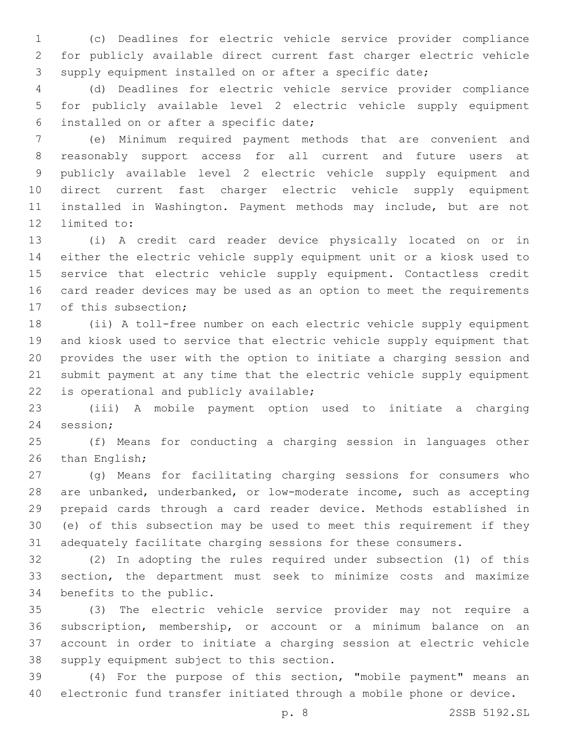(c) Deadlines for electric vehicle service provider compliance for publicly available direct current fast charger electric vehicle supply equipment installed on or after a specific date;

(d) Deadlines for electric vehicle service provider compliance for publicly available level 2 electric vehicle supply equipment installed on or after a specific date;

(e) Minimum required payment methods that are convenient and reasonably support access for all current and future users at publicly available level 2 electric vehicle supply equipment and direct current fast charger electric vehicle supply equipment installed in Washington. Payment methods may include, but are not limited to:

(i) A credit card reader device physically located on or in either the electric vehicle supply equipment unit or a kiosk used to service that electric vehicle supply equipment. Contactless credit card reader devices may be used as an option to meet the requirements of this subsection;

(ii) A toll-free number on each electric vehicle supply equipment and kiosk used to service that electric vehicle supply equipment that provides the user with the option to initiate a charging session and submit payment at any time that the electric vehicle supply equipment is operational and publicly available;

(iii) A mobile payment option used to initiate a charging session;

(f) Means for conducting a charging session in languages other than English;

(g) Means for facilitating charging sessions for consumers who are unbanked, underbanked, or low-moderate income, such as accepting prepaid cards through a card reader device. Methods established in (e) of this subsection may be used to meet this requirement if they adequately facilitate charging sessions for these consumers.

(2) In adopting the rules required under subsection (1) of this section, the department must seek to minimize costs and maximize benefits to the public.

(3) The electric vehicle service provider may not require a subscription, membership, or account or a minimum balance on an account in order to initiate a charging session at electric vehicle supply equipment subject to this section.

(4) For the purpose of this section, "mobile payment" means an electronic fund transfer initiated through a mobile phone or device.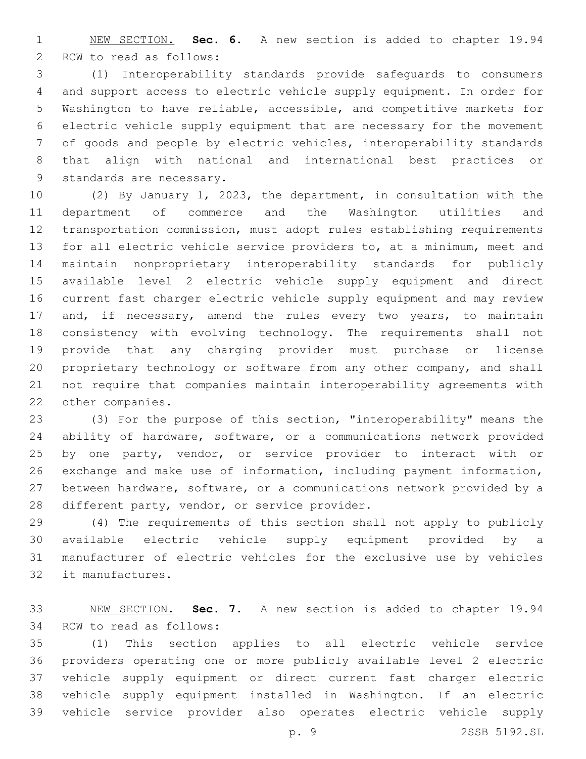NEW SECTION. **Sec. 6.** A new section is added to chapter 19.94 RCW to read as follows:

(1) Interoperability standards provide safeguards to consumers and support access to electric vehicle supply equipment. In order for Washington to have reliable, accessible, and competitive markets for electric vehicle supply equipment that are necessary for the movement of goods and people by electric vehicles, interoperability standards that align with national and international best practices or standards are necessary.

(2) By January 1, 2023, the department, in consultation with the department of commerce and the Washington utilities and transportation commission, must adopt rules establishing requirements for all electric vehicle service providers to, at a minimum, meet and maintain nonproprietary interoperability standards for publicly available level 2 electric vehicle supply equipment and direct current fast charger electric vehicle supply equipment and may review and, if necessary, amend the rules every two years, to maintain consistency with evolving technology. The requirements shall not provide that any charging provider must purchase or license proprietary technology or software from any other company, and shall not require that companies maintain interoperability agreements with other companies.

(3) For the purpose of this section, "interoperability" means the ability of hardware, software, or a communications network provided by one party, vendor, or service provider to interact with or exchange and make use of information, including payment information, between hardware, software, or a communications network provided by a different party, vendor, or service provider.

(4) The requirements of this section shall not apply to publicly available electric vehicle supply equipment provided by a manufacturer of electric vehicles for the exclusive use by vehicles it manufactures.

NEW SECTION. **Sec. 7.** A new section is added to chapter 19.94 RCW to read as follows:

(1) This section applies to all electric vehicle service providers operating one or more publicly available level 2 electric vehicle supply equipment or direct current fast charger electric vehicle supply equipment installed in Washington. If an electric vehicle service provider also operates electric vehicle supply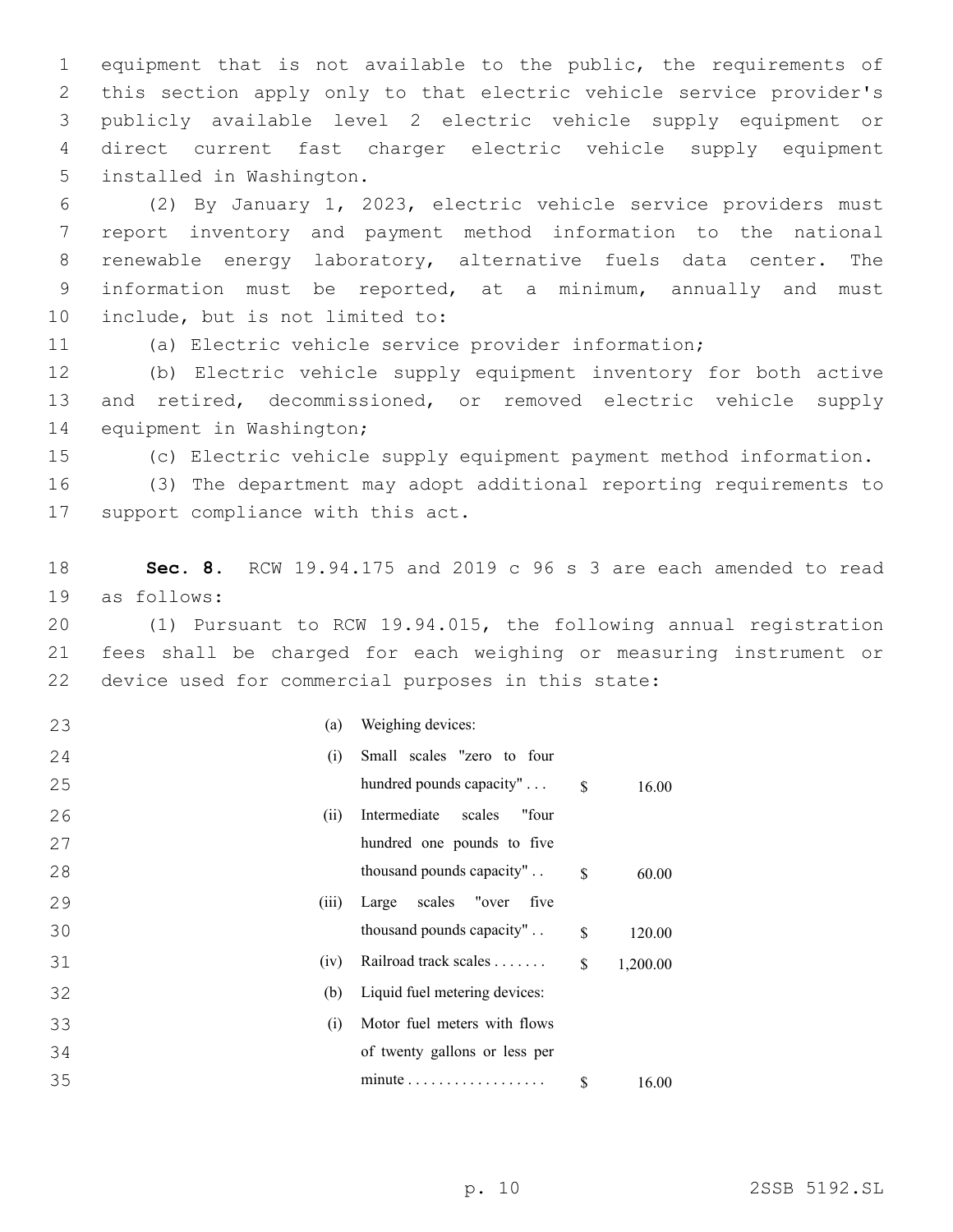equipment that is not available to the public, the requirements of this section apply only to that electric vehicle service provider's publicly available level 2 electric vehicle supply equipment or direct current fast charger electric vehicle supply equipment installed in Washington.

(2) By January 1, 2023, electric vehicle service providers must report inventory and payment method information to the national renewable energy laboratory, alternative fuels data center. The information must be reported, at a minimum, annually and must include, but is not limited to:

(a) Electric vehicle service provider information;

(b) Electric vehicle supply equipment inventory for both active and retired, decommissioned, or removed electric vehicle supply equipment in Washington;

(c) Electric vehicle supply equipment payment method information.

(3) The department may adopt additional reporting requirements to support compliance with this act.

**Sec. 8.** RCW 19.94.175 and 2019 c 96 s 3 are each amended to read as follows:

(1) Pursuant to RCW 19.94.015, the following annual registration fees shall be charged for each weighing or measuring instrument or device used for commercial purposes in this state:

| | | | |
|---|---|---|---|
| (a) | Weighing devices: | | |
| (i) | Small scales "zero to four hundred pounds capacity" . . . | $ | 16.00 |
| (ii) | Intermediate scales "four hundred one pounds to five thousand pounds capacity" . . | $ | 60.00 |
| (iii) | Large scales "over five thousand pounds capacity" . . | $ | 120.00 |
| (iv) | Railroad track scales . . . . . . . | $ | 1,200.00 |
| (b) | Liquid fuel metering devices: | | |
| (i) | Motor fuel meters with flows of twenty gallons or less per minute . . . . . . . . . . . . . . . . . . | $ | 16.00 |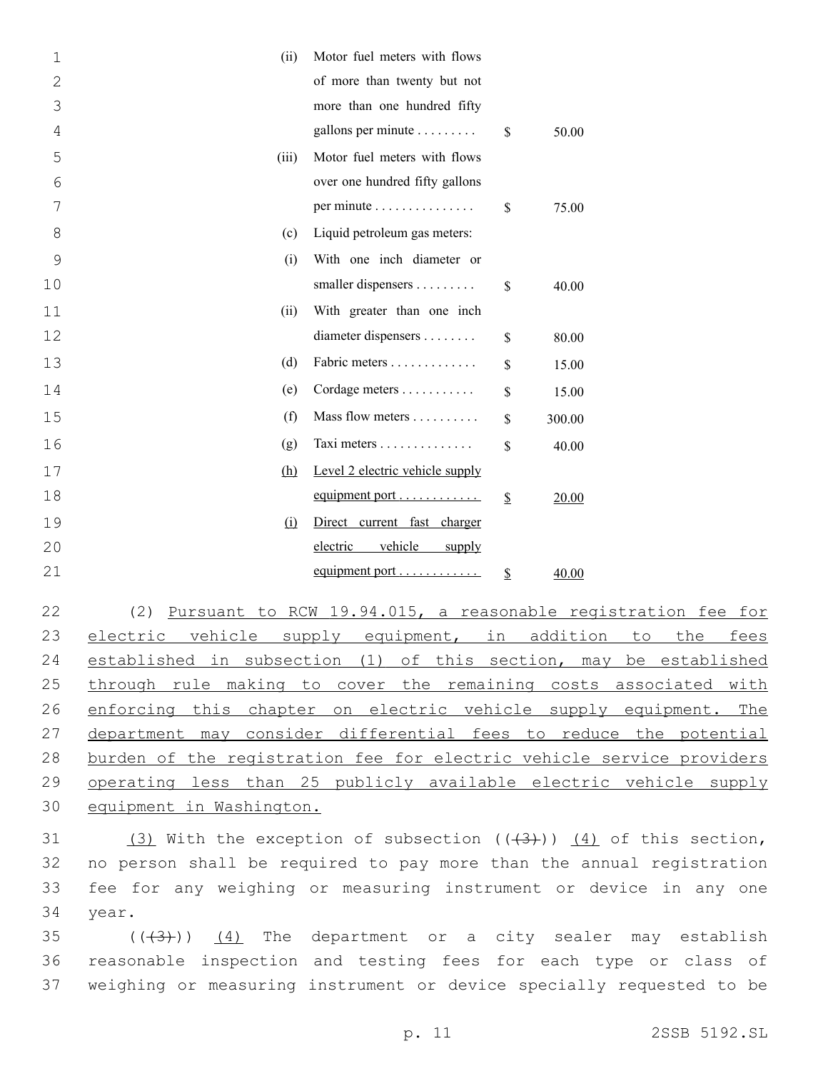| | | |
|---|---|---|
| (ii) | Motor fuel meters with flows of more than twenty but not more than one hundred fifty gallons per minute . . . . . . . . . | $ 50.00 |
| (iii) | Motor fuel meters with flows over one hundred fifty gallons per minute . . . . . . . . . . . . . . . | $ 75.00 |
| (c) | Liquid petroleum gas meters: | |
| (i) | With one inch diameter or smaller dispensers . . . . . . . . . | $ 40.00 |
| (ii) | With greater than one inch diameter dispensers . . . . . . . . | $ 80.00 |
| (d) | Fabric meters . . . . . . . . . . . . . | $ 15.00 |
| (e) | Cordage meters . . . . . . . . . . . | $ 15.00 |
| (f) | Mass flow meters . . . . . . . . . . | $ 300.00 |
| (g) | Taxi meters . . . . . . . . . . . . . . | $ 40.00 |
| (h) | Level 2 electric vehicle supply equipment port . . . . . . . . . . . . | $ 20.00 |
| (i) | Direct current fast charger electric vehicle supply equipment port . . . . . . . . . . . . | $ 40.00 |

(2) Pursuant to RCW 19.94.015, a reasonable registration fee for electric vehicle supply equipment, in addition to the fees established in subsection (1) of this section, may be established through rule making to cover the remaining costs associated with enforcing this chapter on electric vehicle supply equipment. The department may consider differential fees to reduce the potential burden of the registration fee for electric vehicle service providers operating less than 25 publicly available electric vehicle supply equipment in Washington.

(3) With the exception of subsection ((~~(3)~~)) (4) of this section, no person shall be required to pay more than the annual registration fee for any weighing or measuring instrument or device in any one year.

((~~(3)~~)) (4) The department or a city sealer may establish reasonable inspection and testing fees for each type or class of weighing or measuring instrument or device specially requested to be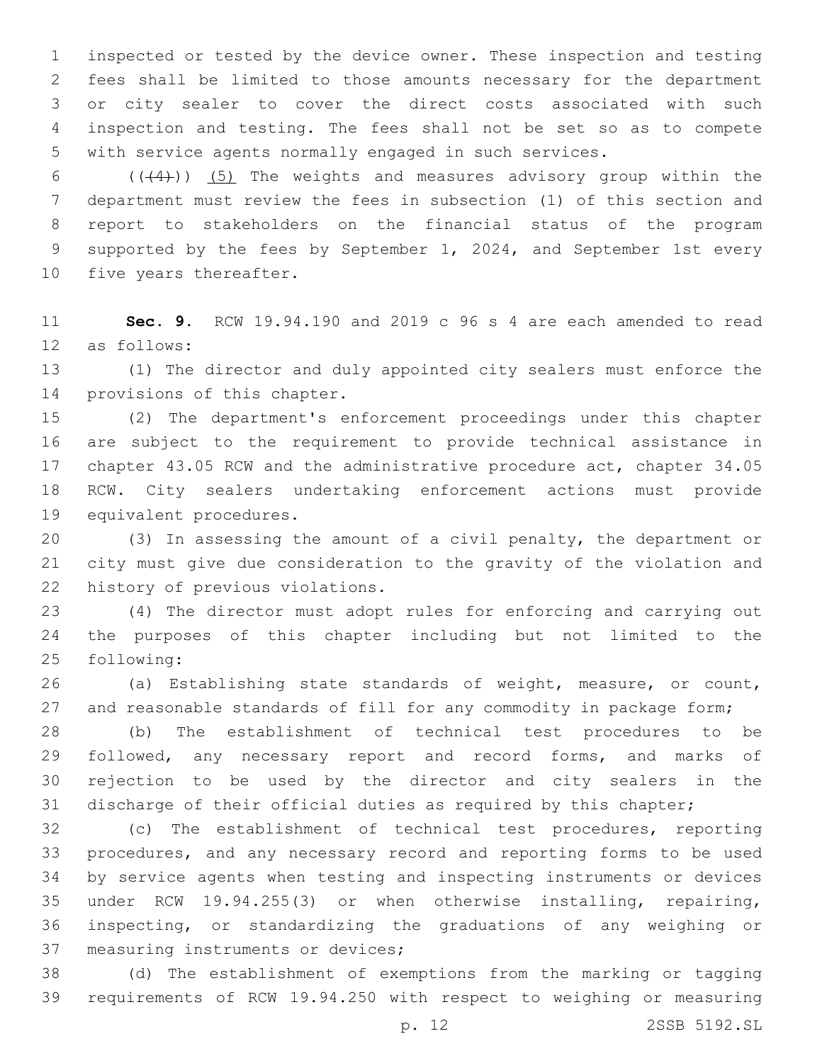inspected or tested by the device owner. These inspection and testing fees shall be limited to those amounts necessary for the department or city sealer to cover the direct costs associated with such inspection and testing. The fees shall not be set so as to compete with service agents normally engaged in such services.

(((4))) (5) The weights and measures advisory group within the department must review the fees in subsection (1) of this section and report to stakeholders on the financial status of the program supported by the fees by September 1, 2024, and September 1st every five years thereafter.

**Sec. 9.** RCW 19.94.190 and 2019 c 96 s 4 are each amended to read as follows:

(1) The director and duly appointed city sealers must enforce the provisions of this chapter.

(2) The department's enforcement proceedings under this chapter are subject to the requirement to provide technical assistance in chapter 43.05 RCW and the administrative procedure act, chapter 34.05 RCW. City sealers undertaking enforcement actions must provide equivalent procedures.

(3) In assessing the amount of a civil penalty, the department or city must give due consideration to the gravity of the violation and history of previous violations.

(4) The director must adopt rules for enforcing and carrying out the purposes of this chapter including but not limited to the following:

(a) Establishing state standards of weight, measure, or count, and reasonable standards of fill for any commodity in package form;

(b) The establishment of technical test procedures to be followed, any necessary report and record forms, and marks of rejection to be used by the director and city sealers in the discharge of their official duties as required by this chapter;

(c) The establishment of technical test procedures, reporting procedures, and any necessary record and reporting forms to be used by service agents when testing and inspecting instruments or devices under RCW 19.94.255(3) or when otherwise installing, repairing, inspecting, or standardizing the graduations of any weighing or measuring instruments or devices;

(d) The establishment of exemptions from the marking or tagging requirements of RCW 19.94.250 with respect to weighing or measuring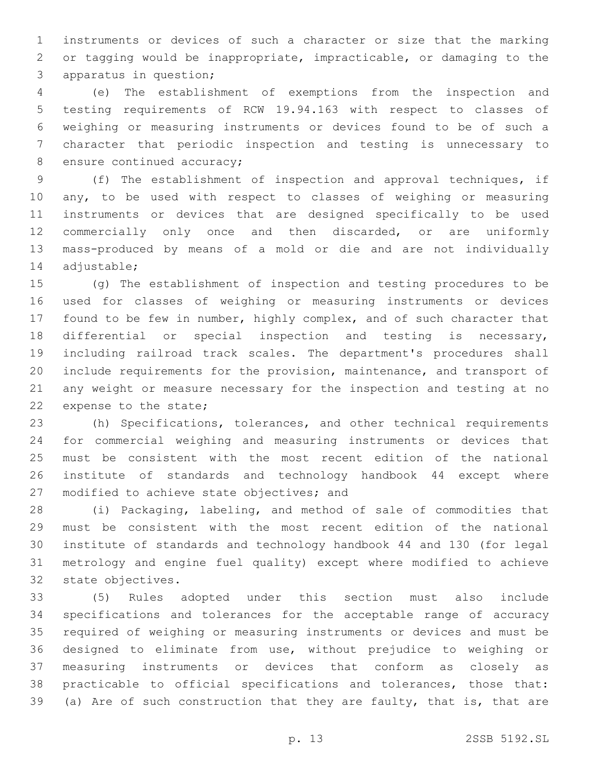instruments or devices of such a character or size that the marking or tagging would be inappropriate, impracticable, or damaging to the apparatus in question;

(e) The establishment of exemptions from the inspection and testing requirements of RCW 19.94.163 with respect to classes of weighing or measuring instruments or devices found to be of such a character that periodic inspection and testing is unnecessary to ensure continued accuracy;

(f) The establishment of inspection and approval techniques, if any, to be used with respect to classes of weighing or measuring instruments or devices that are designed specifically to be used commercially only once and then discarded, or are uniformly mass-produced by means of a mold or die and are not individually adjustable;

(g) The establishment of inspection and testing procedures to be used for classes of weighing or measuring instruments or devices found to be few in number, highly complex, and of such character that differential or special inspection and testing is necessary, including railroad track scales. The department's procedures shall include requirements for the provision, maintenance, and transport of any weight or measure necessary for the inspection and testing at no expense to the state;

(h) Specifications, tolerances, and other technical requirements for commercial weighing and measuring instruments or devices that must be consistent with the most recent edition of the national institute of standards and technology handbook 44 except where modified to achieve state objectives; and

(i) Packaging, labeling, and method of sale of commodities that must be consistent with the most recent edition of the national institute of standards and technology handbook 44 and 130 (for legal metrology and engine fuel quality) except where modified to achieve state objectives.

(5) Rules adopted under this section must also include specifications and tolerances for the acceptable range of accuracy required of weighing or measuring instruments or devices and must be designed to eliminate from use, without prejudice to weighing or measuring instruments or devices that conform as closely as practicable to official specifications and tolerances, those that: (a) Are of such construction that they are faulty, that is, that are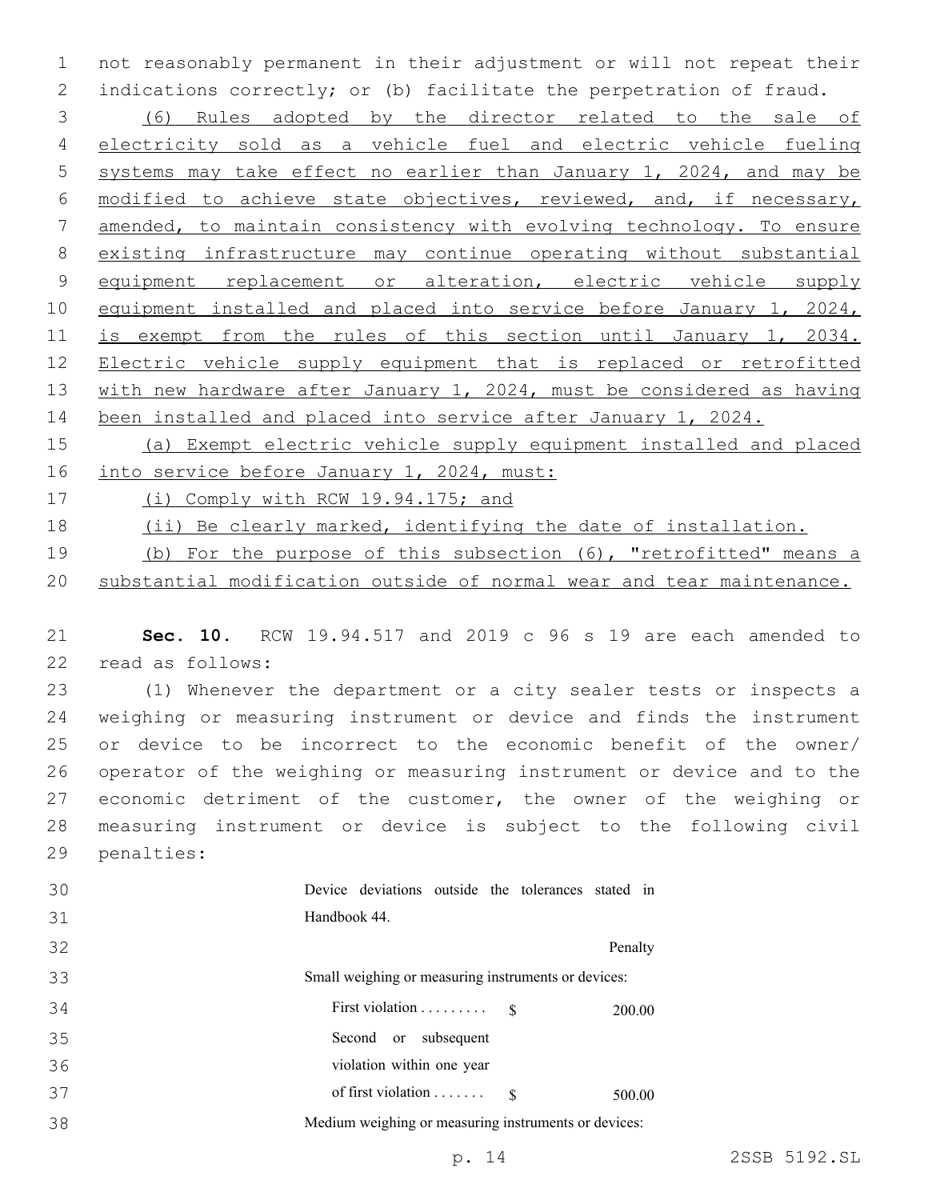not reasonably permanent in their adjustment or will not repeat their indications correctly; or (b) facilitate the perpetration of fraud.

(6) Rules adopted by the director related to the sale of electricity sold as a vehicle fuel and electric vehicle fueling systems may take effect no earlier than January 1, 2024, and may be modified to achieve state objectives, reviewed, and, if necessary, amended, to maintain consistency with evolving technology. To ensure existing infrastructure may continue operating without substantial equipment replacement or alteration, electric vehicle supply equipment installed and placed into service before January 1, 2024, is exempt from the rules of this section until January 1, 2034. Electric vehicle supply equipment that is replaced or retrofitted with new hardware after January 1, 2024, must be considered as having been installed and placed into service after January 1, 2024.

(a) Exempt electric vehicle supply equipment installed and placed into service before January 1, 2024, must:

(i) Comply with RCW 19.94.175; and

(ii) Be clearly marked, identifying the date of installation.

(b) For the purpose of this subsection (6), "retrofitted" means a substantial modification outside of normal wear and tear maintenance.

**Sec. 10.** RCW 19.94.517 and 2019 c 96 s 19 are each amended to read as follows:

(1) Whenever the department or a city sealer tests or inspects a weighing or measuring instrument or device and finds the instrument or device to be incorrect to the economic benefit of the owner/operator of the weighing or measuring instrument or device and to the economic detriment of the customer, the owner of the weighing or measuring instrument or device is subject to the following civil penalties:

| Device deviations outside the tolerances stated in Handbook 44. | | |
|---|---|---|
| | | Penalty |
| Small weighing or measuring instruments or devices: | | |
| First violation . . . . . . . . . | $ | 200.00 |
| Second or subsequent violation within one year of first violation . . . . . . . | $ | 500.00 |
| Medium weighing or measuring instruments or devices: | | |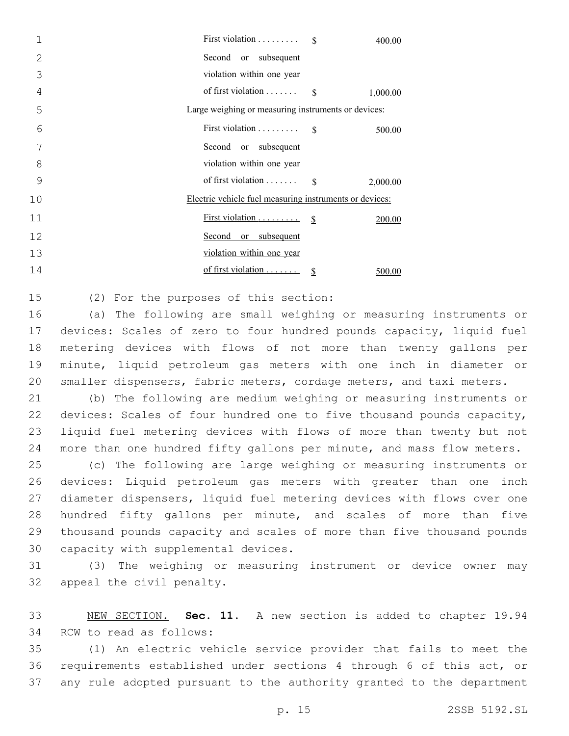| | | |
|---|---|---|
| | First violation . . . . . . . . . | $ 400.00 |
| | Second or subsequent violation within one year of first violation . . . . . . . | $ 1,000.00 |
| Large weighing or measuring instruments or devices: | | |
| | First violation . . . . . . . . . | $ 500.00 |
| | Second or subsequent violation within one year of first violation . . . . . . . | $ 2,000.00 |
| <u>Electric vehicle fuel measuring instruments or devices:</u> | | |
| | <u>First violation . . . . . . . . .</u> | <u>$ 200.00</u> |
| | <u>Second or subsequent violation within one year of first violation . . . . . . .</u> | <u>$ 500.00</u> |

(2) For the purposes of this section:

(a) The following are small weighing or measuring instruments or devices: Scales of zero to four hundred pounds capacity, liquid fuel metering devices with flows of not more than twenty gallons per minute, liquid petroleum gas meters with one inch in diameter or smaller dispensers, fabric meters, cordage meters, and taxi meters.

(b) The following are medium weighing or measuring instruments or devices: Scales of four hundred one to five thousand pounds capacity, liquid fuel metering devices with flows of more than twenty but not more than one hundred fifty gallons per minute, and mass flow meters.

(c) The following are large weighing or measuring instruments or devices: Liquid petroleum gas meters with greater than one inch diameter dispensers, liquid fuel metering devices with flows over one hundred fifty gallons per minute, and scales of more than five thousand pounds capacity and scales of more than five thousand pounds capacity with supplemental devices.

(3) The weighing or measuring instrument or device owner may appeal the civil penalty.

<u>NEW SECTION.</u> **Sec. 11.** A new section is added to chapter 19.94 RCW to read as follows:

(1) An electric vehicle service provider that fails to meet the requirements established under sections 4 through 6 of this act, or any rule adopted pursuant to the authority granted to the department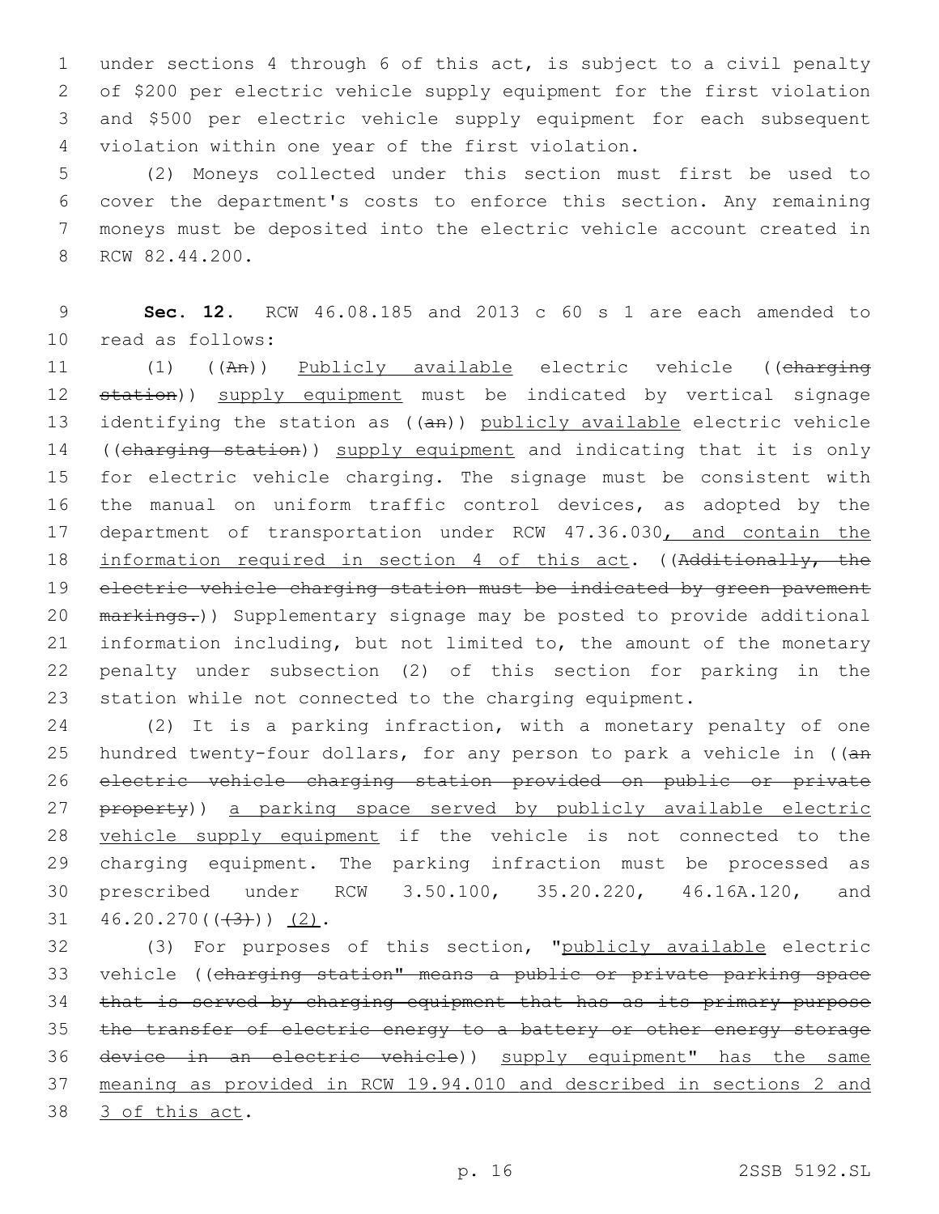under sections 4 through 6 of this act, is subject to a civil penalty of $200 per electric vehicle supply equipment for the first violation and $500 per electric vehicle supply equipment for each subsequent violation within one year of the first violation.

(2) Moneys collected under this section must first be used to cover the department's costs to enforce this section. Any remaining moneys must be deposited into the electric vehicle account created in RCW 82.44.200.

**Sec. 12.** RCW 46.08.185 and 2013 c 60 s 1 are each amended to read as follows:

(1) ((~~An~~)) Publicly available electric vehicle ((~~charging station~~)) supply equipment must be indicated by vertical signage identifying the station as ((~~an~~)) publicly available electric vehicle ((~~charging station~~)) supply equipment and indicating that it is only for electric vehicle charging. The signage must be consistent with the manual on uniform traffic control devices, as adopted by the department of transportation under RCW 47.36.030, and contain the information required in section 4 of this act. ((~~Additionally, the electric vehicle charging station must be indicated by green pavement markings.~~)) Supplementary signage may be posted to provide additional information including, but not limited to, the amount of the monetary penalty under subsection (2) of this section for parking in the station while not connected to the charging equipment.

(2) It is a parking infraction, with a monetary penalty of one hundred twenty-four dollars, for any person to park a vehicle in ((~~an electric vehicle charging station provided on public or private property~~)) a parking space served by publicly available electric vehicle supply equipment if the vehicle is not connected to the charging equipment. The parking infraction must be processed as prescribed under RCW 3.50.100, 35.20.220, 46.16A.120, and 46.20.270((~~(3)~~)) (2).

(3) For purposes of this section, "publicly available electric vehicle ((~~charging station" means a public or private parking space that is served by charging equipment that has as its primary purpose the transfer of electric energy to a battery or other energy storage device in an electric vehicle~~)) supply equipment" has the same meaning as provided in RCW 19.94.010 and described in sections 2 and 3 of this act.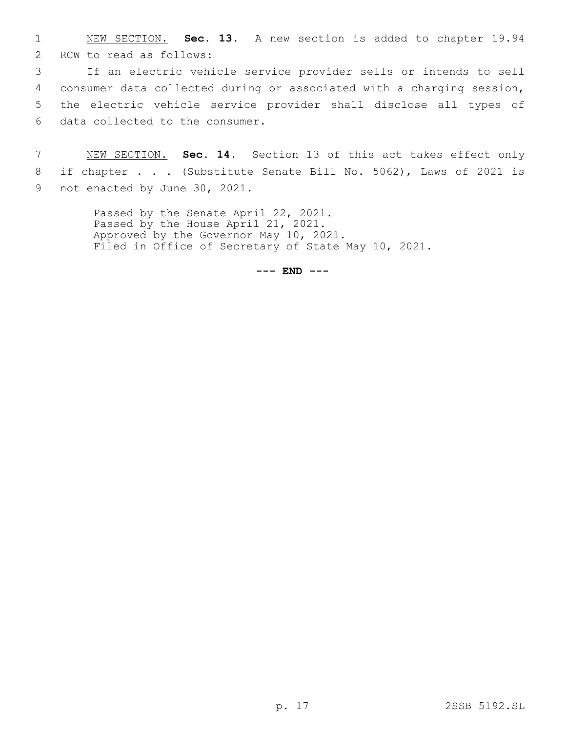NEW SECTION. **Sec. 13.** A new section is added to chapter 19.94 RCW to read as follows:

If an electric vehicle service provider sells or intends to sell consumer data collected during or associated with a charging session, the electric vehicle service provider shall disclose all types of data collected to the consumer.

NEW SECTION. **Sec. 14.** Section 13 of this act takes effect only if chapter . . . (Substitute Senate Bill No. 5062), Laws of 2021 is not enacted by June 30, 2021.

Passed by the Senate April 22, 2021.
Passed by the House April 21, 2021.
Approved by the Governor May 10, 2021.
Filed in Office of Secretary of State May 10, 2021.

**--- END ---**